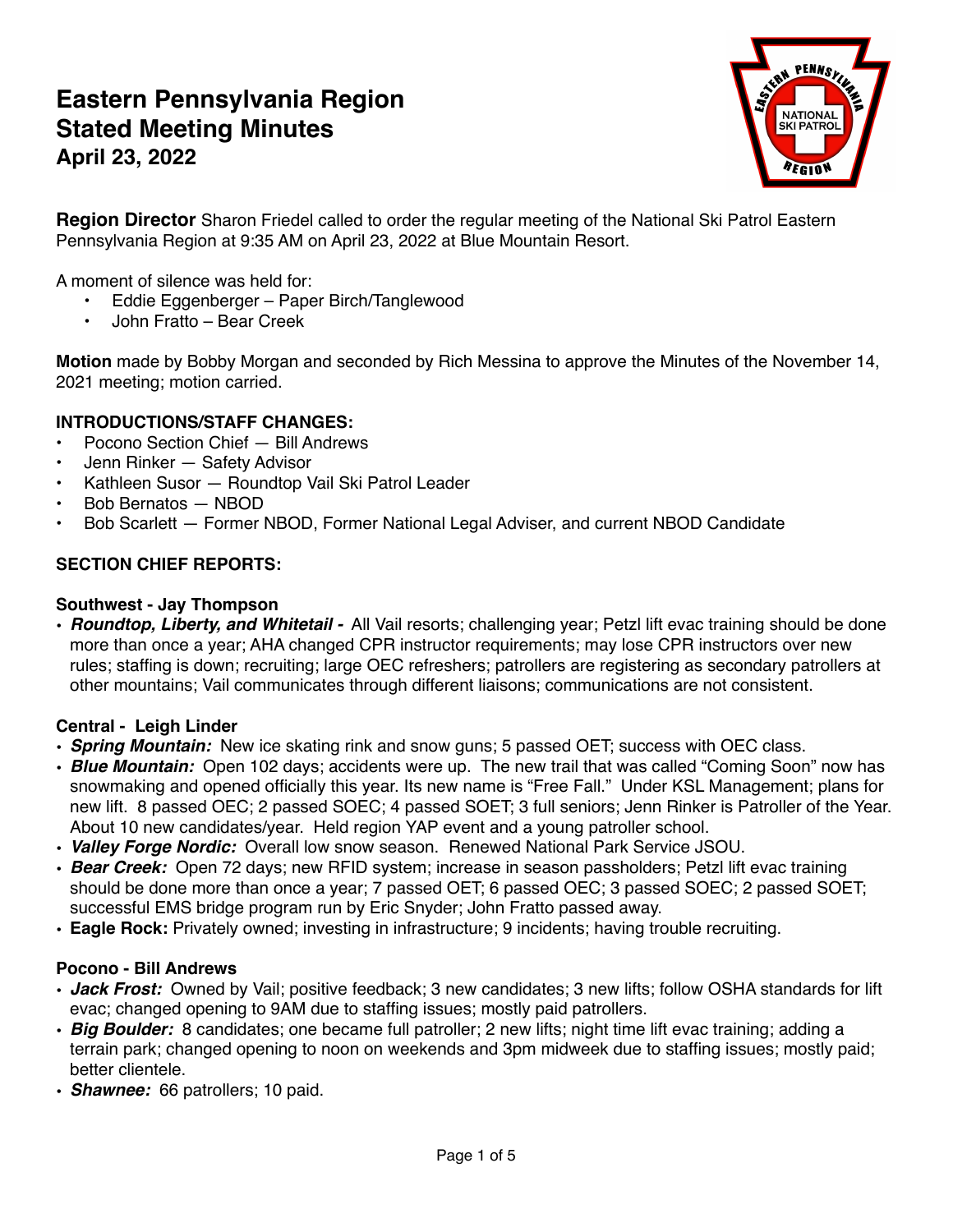# Eastern Pennsylvania Region
# Stated Meeting Minutes
### April 23, 2022

**Region Director** Sharon Friedel called to order the regular meeting of the National Ski Patrol Eastern Pennsylvania Region at 9:35 AM on April 23, 2022 at Blue Mountain Resort.

A moment of silence was held for:

- Eddie Eggenberger – Paper Birch/Tanglewood
- John Fratto – Bear Creek

**Motion** made by Bobby Morgan and seconded by Rich Messina to approve the Minutes of the November 14, 2021 meeting; motion carried.

**INTRODUCTIONS/STAFF CHANGES:**

- Pocono Section Chief — Bill Andrews
- Jenn Rinker — Safety Advisor
- Kathleen Susor — Roundtop Vail Ski Patrol Leader
- Bob Bernatos — NBOD
- Bob Scarlett — Former NBOD, Former National Legal Adviser, and current NBOD Candidate

**SECTION CHIEF REPORTS:**

**Southwest - Jay Thompson**

- ***Roundtop, Liberty, and Whitetail -*** All Vail resorts; challenging year; Petzl lift evac training should be done more than once a year; AHA changed CPR instructor requirements; may lose CPR instructors over new rules; staffing is down; recruiting; large OEC refreshers; patrollers are registering as secondary patrollers at other mountains; Vail communicates through different liaisons; communications are not consistent.

**Central - Leigh Linder**

- ***Spring Mountain:*** New ice skating rink and snow guns; 5 passed OET; success with OEC class.
- ***Blue Mountain:*** Open 102 days; accidents were up. The new trail that was called "Coming Soon" now has snowmaking and opened officially this year. Its new name is "Free Fall." Under KSL Management; plans for new lift. 8 passed OEC; 2 passed SOEC; 4 passed SOET; 3 full seniors; Jenn Rinker is Patroller of the Year. About 10 new candidates/year. Held region YAP event and a young patroller school.
- ***Valley Forge Nordic:*** Overall low snow season. Renewed National Park Service JSOU.
- ***Bear Creek:*** Open 72 days; new RFID system; increase in season passholders; Petzl lift evac training should be done more than once a year; 7 passed OET; 6 passed OEC; 3 passed SOEC; 2 passed SOET; successful EMS bridge program run by Eric Snyder; John Fratto passed away.
- **Eagle Rock:** Privately owned; investing in infrastructure; 9 incidents; having trouble recruiting.

**Pocono - Bill Andrews**

- ***Jack Frost:*** Owned by Vail; positive feedback; 3 new candidates; 3 new lifts; follow OSHA standards for lift evac; changed opening to 9AM due to staffing issues; mostly paid patrollers.
- ***Big Boulder:*** 8 candidates; one became full patroller; 2 new lifts; night time lift evac training; adding a terrain park; changed opening to noon on weekends and 3pm midweek due to staffing issues; mostly paid; better clientele.
- ***Shawnee:*** 66 patrollers; 10 paid.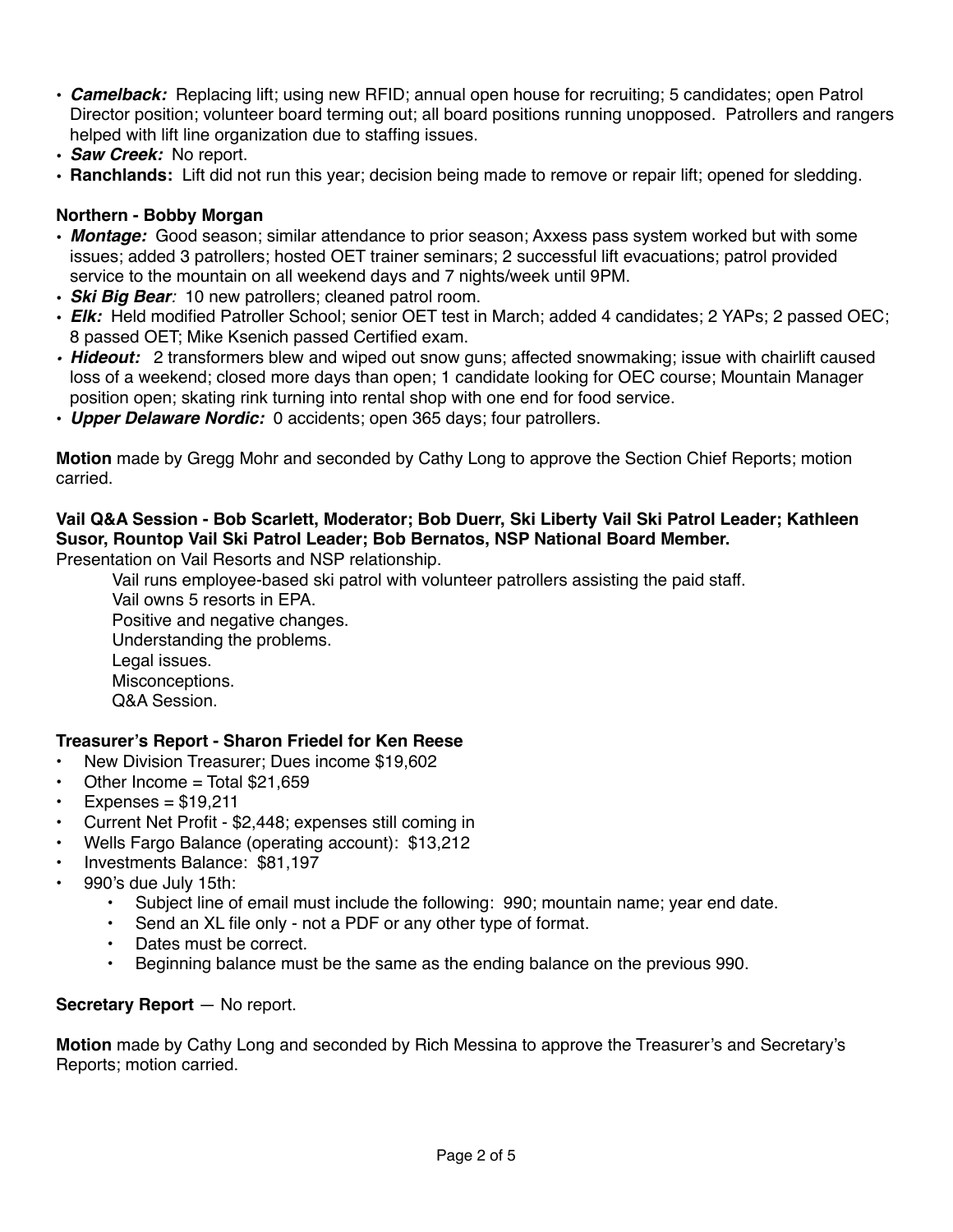- ***Camelback:*** Replacing lift; using new RFID; annual open house for recruiting; 5 candidates; open Patrol Director position; volunteer board terming out; all board positions running unopposed. Patrollers and rangers helped with lift line organization due to staffing issues.
- ***Saw Creek:*** No report.
- **Ranchlands:** Lift did not run this year; decision being made to remove or repair lift; opened for sledding.

**Northern - Bobby Morgan**

- ***Montage:*** Good season; similar attendance to prior season; Axxess pass system worked but with some issues; added 3 patrollers; hosted OET trainer seminars; 2 successful lift evacuations; patrol provided service to the mountain on all weekend days and 7 nights/week until 9PM.
- ***Ski Big Bear****:* 10 new patrollers; cleaned patrol room.
- ***Elk:*** Held modified Patroller School; senior OET test in March; added 4 candidates; 2 YAPs; 2 passed OEC; 8 passed OET; Mike Ksenich passed Certified exam.
- ***Hideout:*** 2 transformers blew and wiped out snow guns; affected snowmaking; issue with chairlift caused loss of a weekend; closed more days than open; 1 candidate looking for OEC course; Mountain Manager position open; skating rink turning into rental shop with one end for food service.
- ***Upper Delaware Nordic:*** 0 accidents; open 365 days; four patrollers.

**Motion** made by Gregg Mohr and seconded by Cathy Long to approve the Section Chief Reports; motion carried.

**Vail Q&A Session - Bob Scarlett, Moderator; Bob Duerr, Ski Liberty Vail Ski Patrol Leader; Kathleen Susor, Rountop Vail Ski Patrol Leader; Bob Bernatos, NSP National Board Member.**

Presentation on Vail Resorts and NSP relationship.

Vail runs employee-based ski patrol with volunteer patrollers assisting the paid staff.
Vail owns 5 resorts in EPA.
Positive and negative changes.
Understanding the problems.
Legal issues.
Misconceptions.
Q&A Session.

**Treasurer's Report - Sharon Friedel for Ken Reese**

- New Division Treasurer; Dues income $19,602
- Other Income = Total $21,659
- Expenses = $19,211
- Current Net Profit - $2,448; expenses still coming in
- Wells Fargo Balance (operating account): $13,212
- Investments Balance: $81,197
- 990's due July 15th:
  - Subject line of email must include the following: 990; mountain name; year end date.
  - Send an XL file only - not a PDF or any other type of format.
  - Dates must be correct.
  - Beginning balance must be the same as the ending balance on the previous 990.

**Secretary Report** — No report.

**Motion** made by Cathy Long and seconded by Rich Messina to approve the Treasurer's and Secretary's Reports; motion carried.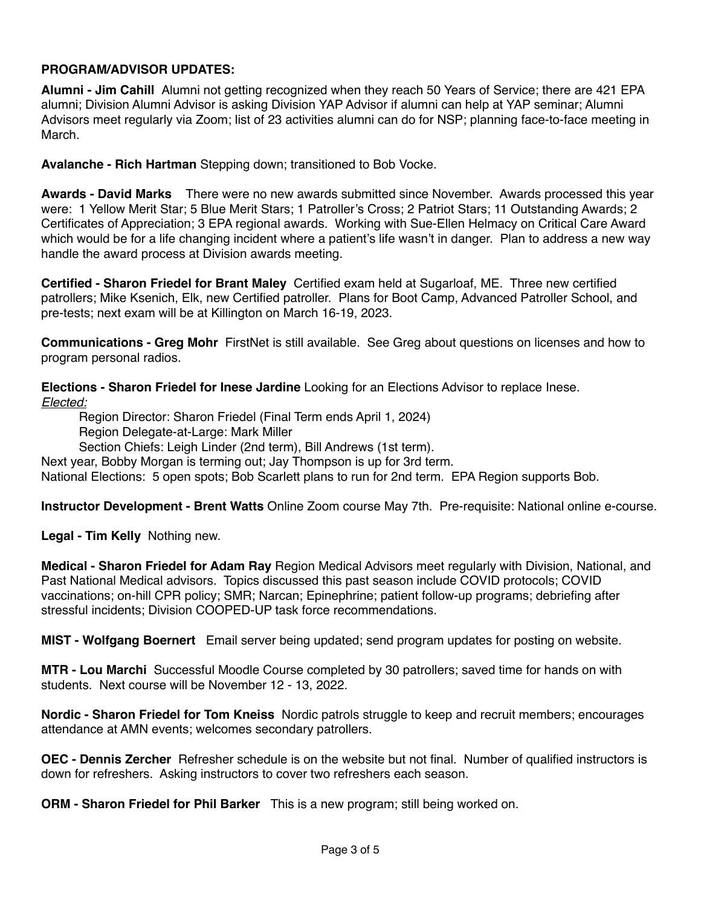**PROGRAM/ADVISOR UPDATES:**

**Alumni - Jim Cahill** Alumni not getting recognized when they reach 50 Years of Service; there are 421 EPA alumni; Division Alumni Advisor is asking Division YAP Advisor if alumni can help at YAP seminar; Alumni Advisors meet regularly via Zoom; list of 23 activities alumni can do for NSP; planning face-to-face meeting in March.

**Avalanche - Rich Hartman** Stepping down; transitioned to Bob Vocke.

**Awards - David Marks** There were no new awards submitted since November. Awards processed this year were: 1 Yellow Merit Star; 5 Blue Merit Stars; 1 Patroller's Cross; 2 Patriot Stars; 11 Outstanding Awards; 2 Certificates of Appreciation; 3 EPA regional awards. Working with Sue-Ellen Helmacy on Critical Care Award which would be for a life changing incident where a patient's life wasn't in danger. Plan to address a new way handle the award process at Division awards meeting.

**Certified - Sharon Friedel for Brant Maley** Certified exam held at Sugarloaf, ME. Three new certified patrollers; Mike Ksenich, Elk, new Certified patroller. Plans for Boot Camp, Advanced Patroller School, and pre-tests; next exam will be at Killington on March 16-19, 2023.

**Communications - Greg Mohr** FirstNet is still available. See Greg about questions on licenses and how to program personal radios.

**Elections - Sharon Friedel for Inese Jardine** Looking for an Elections Advisor to replace Inese.

*Elected:*

Region Director: Sharon Friedel (Final Term ends April 1, 2024)
Region Delegate-at-Large: Mark Miller
Section Chiefs: Leigh Linder (2nd term), Bill Andrews (1st term).

Next year, Bobby Morgan is terming out; Jay Thompson is up for 3rd term.
National Elections: 5 open spots; Bob Scarlett plans to run for 2nd term. EPA Region supports Bob.

**Instructor Development - Brent Watts** Online Zoom course May 7th. Pre-requisite: National online e-course.

**Legal - Tim Kelly** Nothing new.

**Medical - Sharon Friedel for Adam Ray** Region Medical Advisors meet regularly with Division, National, and Past National Medical advisors. Topics discussed this past season include COVID protocols; COVID vaccinations; on-hill CPR policy; SMR; Narcan; Epinephrine; patient follow-up programs; debriefing after stressful incidents; Division COOPED-UP task force recommendations.

**MIST - Wolfgang Boernert** Email server being updated; send program updates for posting on website.

**MTR - Lou Marchi** Successful Moodle Course completed by 30 patrollers; saved time for hands on with students. Next course will be November 12 - 13, 2022.

**Nordic - Sharon Friedel for Tom Kneiss** Nordic patrols struggle to keep and recruit members; encourages attendance at AMN events; welcomes secondary patrollers.

**OEC - Dennis Zercher** Refresher schedule is on the website but not final. Number of qualified instructors is down for refreshers. Asking instructors to cover two refreshers each season.

**ORM - Sharon Friedel for Phil Barker** This is a new program; still being worked on.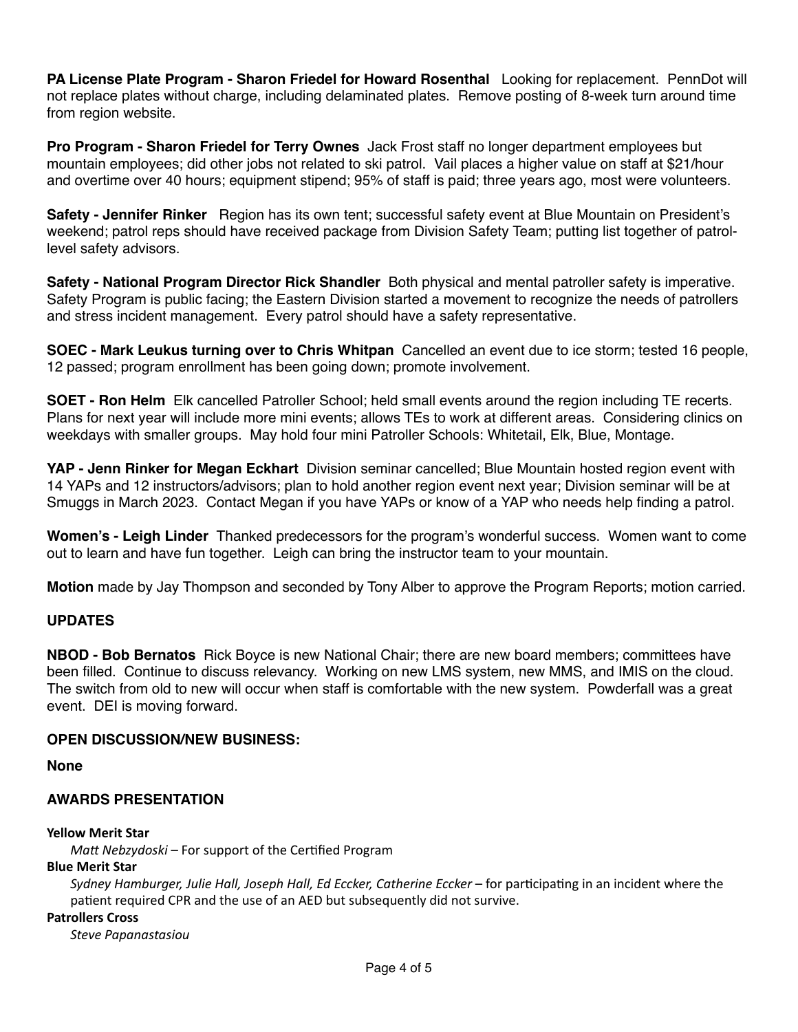**PA License Plate Program - Sharon Friedel for Howard Rosenthal** Looking for replacement. PennDot will not replace plates without charge, including delaminated plates. Remove posting of 8-week turn around time from region website.

**Pro Program - Sharon Friedel for Terry Ownes** Jack Frost staff no longer department employees but mountain employees; did other jobs not related to ski patrol. Vail places a higher value on staff at $21/hour and overtime over 40 hours; equipment stipend; 95% of staff is paid; three years ago, most were volunteers.

**Safety - Jennifer Rinker** Region has its own tent; successful safety event at Blue Mountain on President's weekend; patrol reps should have received package from Division Safety Team; putting list together of patrol-level safety advisors.

**Safety - National Program Director Rick Shandler** Both physical and mental patroller safety is imperative. Safety Program is public facing; the Eastern Division started a movement to recognize the needs of patrollers and stress incident management. Every patrol should have a safety representative.

**SOEC - Mark Leukus turning over to Chris Whitpan** Cancelled an event due to ice storm; tested 16 people, 12 passed; program enrollment has been going down; promote involvement.

**SOET - Ron Helm** Elk cancelled Patroller School; held small events around the region including TE recerts. Plans for next year will include more mini events; allows TEs to work at different areas. Considering clinics on weekdays with smaller groups. May hold four mini Patroller Schools: Whitetail, Elk, Blue, Montage.

**YAP - Jenn Rinker for Megan Eckhart** Division seminar cancelled; Blue Mountain hosted region event with 14 YAPs and 12 instructors/advisors; plan to hold another region event next year; Division seminar will be at Smuggs in March 2023. Contact Megan if you have YAPs or know of a YAP who needs help finding a patrol.

**Women's - Leigh Linder** Thanked predecessors for the program's wonderful success. Women want to come out to learn and have fun together. Leigh can bring the instructor team to your mountain.

**Motion** made by Jay Thompson and seconded by Tony Alber to approve the Program Reports; motion carried.

## UPDATES

**NBOD - Bob Bernatos** Rick Boyce is new National Chair; there are new board members; committees have been filled. Continue to discuss relevancy. Working on new LMS system, new MMS, and IMIS on the cloud. The switch from old to new will occur when staff is comfortable with the new system. Powderfall was a great event. DEI is moving forward.

## OPEN DISCUSSION/NEW BUSINESS:

**None**

## AWARDS PRESENTATION

**Yellow Merit Star**

*Matt Nebzydoski* – For support of the Certified Program

**Blue Merit Star**

*Sydney Hamburger, Julie Hall, Joseph Hall, Ed Eccker, Catherine Eccker* – for participating in an incident where the patient required CPR and the use of an AED but subsequently did not survive.

**Patrollers Cross**

*Steve Papanastasiou*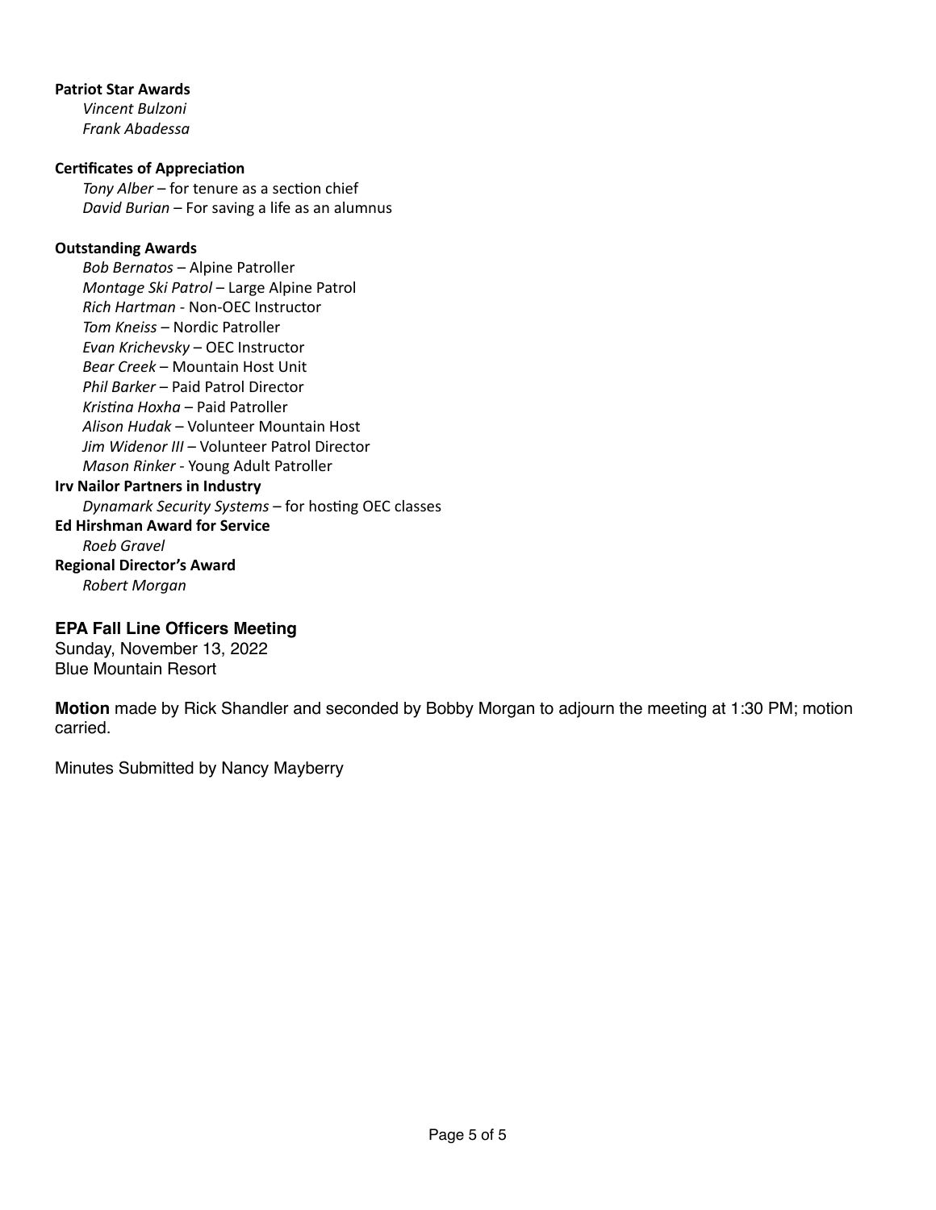**Patriot Star Awards**

*Vincent Bulzoni*
*Frank Abadessa*

**Certificates of Appreciation**

*Tony Alber* – for tenure as a section chief
*David Burian* – For saving a life as an alumnus

**Outstanding Awards**

*Bob Bernatos* – Alpine Patroller
*Montage Ski Patrol* – Large Alpine Patrol
*Rich Hartman* - Non-OEC Instructor
*Tom Kneiss* – Nordic Patroller
*Evan Krichevsky* – OEC Instructor
*Bear Creek* – Mountain Host Unit
*Phil Barker* – Paid Patrol Director
*Kristina Hoxha* – Paid Patroller
*Alison Hudak* – Volunteer Mountain Host
*Jim Widenor III* – Volunteer Patrol Director
*Mason Rinker* - Young Adult Patroller

**Irv Nailor Partners in Industry**

*Dynamark Security Systems* – for hosting OEC classes

**Ed Hirshman Award for Service**

*Roeb Gravel*

**Regional Director's Award**

*Robert Morgan*

**EPA Fall Line Officers Meeting**
Sunday, November 13, 2022
Blue Mountain Resort

**Motion** made by Rick Shandler and seconded by Bobby Morgan to adjourn the meeting at 1:30 PM; motion carried.

Minutes Submitted by Nancy Mayberry